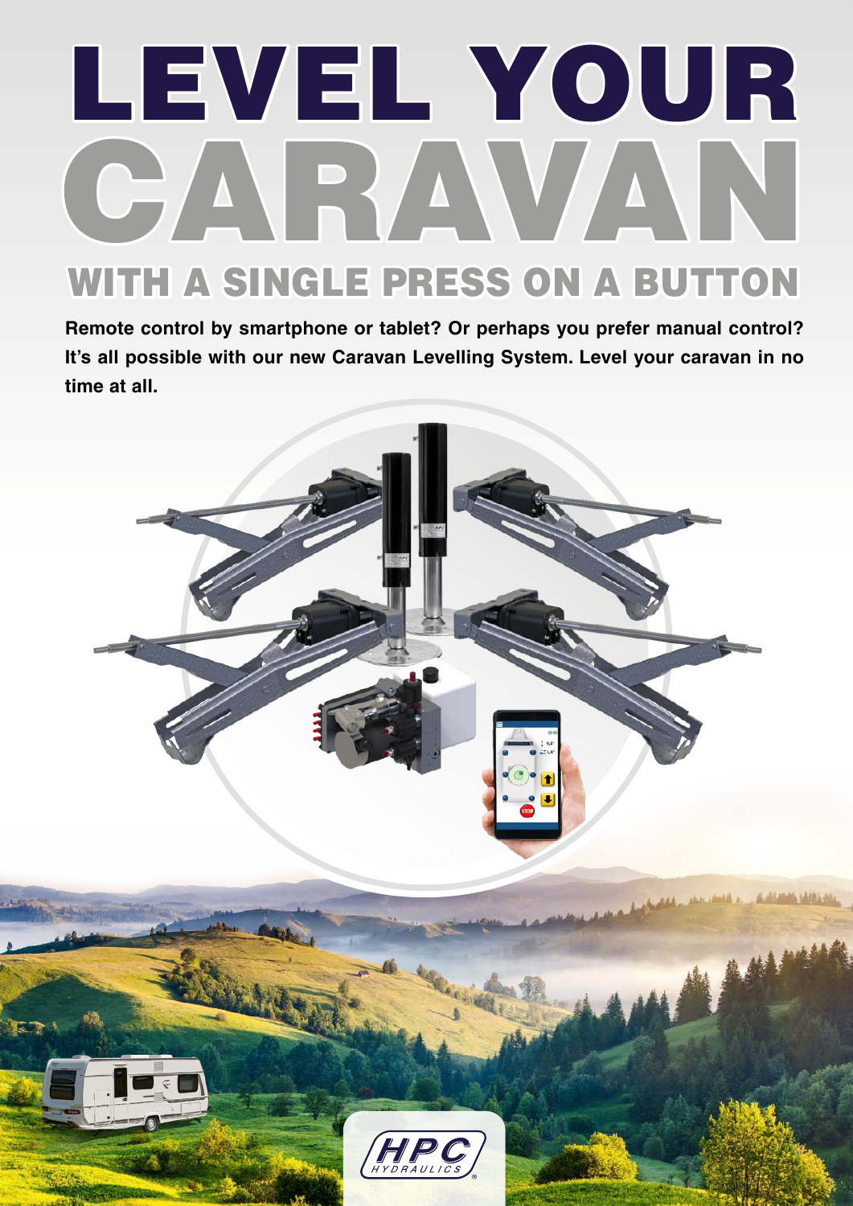# LEVEL YOUR CARAVAN

## WITH A SINGLE PRESS ON A BUTTON

**Remote control by smartphone or tablet? Or perhaps you prefer manual control? It's all possible with our new Caravan Levelling System. Level your caravan in no time at all.**

HPC HYDRAULICS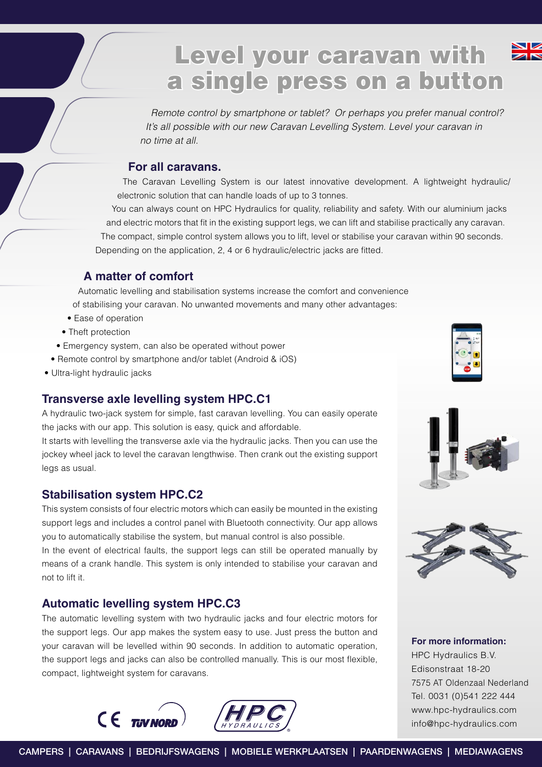# Level your caravan with a single press on a button

*Remote control by smartphone or tablet? Or perhaps you prefer manual control? It's all possible with our new Caravan Levelling System. Level your caravan in no time at all.*

## For all caravans.

The Caravan Levelling System is our latest innovative development. A lightweight hydraulic/ electronic solution that can handle loads of up to 3 tonnes.

You can always count on HPC Hydraulics for quality, reliability and safety. With our aluminium jacks and electric motors that fit in the existing support legs, we can lift and stabilise practically any caravan. The compact, simple control system allows you to lift, level or stabilise your caravan within 90 seconds. Depending on the application, 2, 4 or 6 hydraulic/electric jacks are fitted.

## A matter of comfort

Automatic levelling and stabilisation systems increase the comfort and convenience of stabilising your caravan. No unwanted movements and many other advantages:

- Ease of operation
- Theft protection
- Emergency system, can also be operated without power
- Remote control by smartphone and/or tablet (Android & iOS)
- Ultra-light hydraulic jacks

## Transverse axle levelling system HPC.C1

A hydraulic two-jack system for simple, fast caravan levelling. You can easily operate the jacks with our app. This solution is easy, quick and affordable.

It starts with levelling the transverse axle via the hydraulic jacks. Then you can use the jockey wheel jack to level the caravan lengthwise. Then crank out the existing support legs as usual.

## Stabilisation system HPC.C2

This system consists of four electric motors which can easily be mounted in the existing support legs and includes a control panel with Bluetooth connectivity. Our app allows you to automatically stabilise the system, but manual control is also possible.

In the event of electrical faults, the support legs can still be operated manually by means of a crank handle. This system is only intended to stabilise your caravan and not to lift it.

## Automatic levelling system HPC.C3

The automatic levelling system with two hydraulic jacks and four electric motors for the support legs. Our app makes the system easy to use. Just press the button and your caravan will be levelled within 90 seconds. In addition to automatic operation, the support legs and jacks can also be controlled manually. This is our most flexible, compact, lightweight system for caravans.

**For more information:**
HPC Hydraulics B.V.
Edisonstraat 18-20
7575 AT Oldenzaal Nederland
Tel. 0031 (0)541 222 444
www.hpc-hydraulics.com
info@hpc-hydraulics.com

CAMPERS | CARAVANS | BEDRIJFSWAGENS | MOBIELE WERKPLAATSEN | PAARDENWAGENS | MEDIAWAGENS